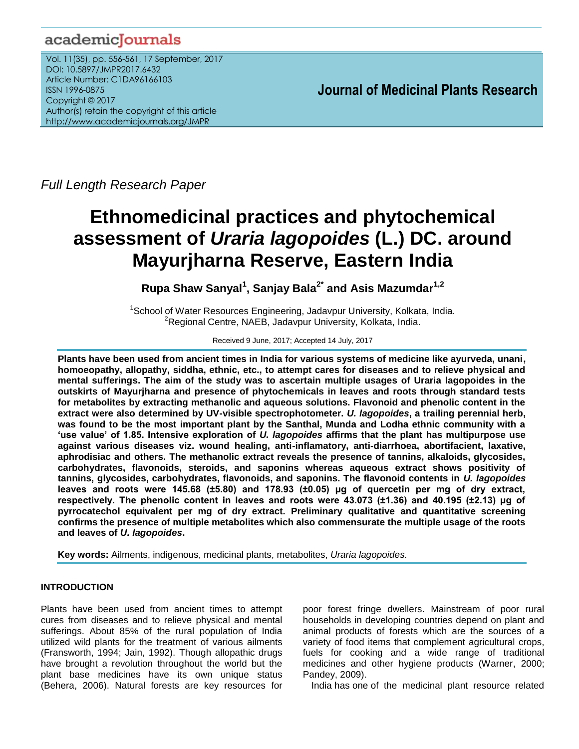Full Length Research Paper

# Ethnomedicinal practices and phytochemical assessment of *Uraria lagopoides* (L.) DC. around Mayurjharna Reserve, Eastern India

**Rupa Shaw Sanyal[1], Sanjay Bala[2*] and Asis Mazumdar[1,2]**

[1]School of Water Resources Engineering, Jadavpur University, Kolkata, India.
[2]Regional Centre, NAEB, Jadavpur University, Kolkata, India.

Received 9 June, 2017; Accepted 14 July, 2017

**Plants have been used from ancient times in India for various systems of medicine like ayurveda, unani, homoeopathy, allopathy, siddha, ethnic, etc., to attempt cares for diseases and to relieve physical and mental sufferings. The aim of the study was to ascertain multiple usages of Uraria lagopoides in the outskirts of Mayurjharna and presence of phytochemicals in leaves and roots through standard tests for metabolites by extracting methanolic and aqueous solutions. Flavonoid and phenolic content in the extract were also determined by UV-visible spectrophotometer. *U. lagopoides*, a trailing perennial herb, was found to be the most important plant by the Santhal, Munda and Lodha ethnic community with a 'use value' of 1.85. Intensive exploration of *U. lagopoides* affirms that the plant has multipurpose use against various diseases viz. wound healing, anti-inflamatory, anti-diarrhoea, abortifacient, laxative, aphrodisiac and others. The methanolic extract reveals the presence of tannins, alkaloids, glycosides, carbohydrates, flavonoids, steroids, and saponins whereas aqueous extract shows positivity of tannins, glycosides, carbohydrates, flavonoids, and saponins. The flavonoid contents in *U. lagopoides* leaves and roots were 145.68 (±5.80) and 178.93 (±0.05) µg of quercetin per mg of dry extract, respectively. The phenolic content in leaves and roots were 43.073 (±1.36) and 40.195 (±2.13) µg of pyrrocatechol equivalent per mg of dry extract. Preliminary qualitative and quantitative screening confirms the presence of multiple metabolites which also commensurate the multiple usage of the roots and leaves of *U. lagopoides*.**

**Key words:** Ailments, indigenous, medicinal plants, metabolites, *Uraria lagopoides.*

## INTRODUCTION

Plants have been used from ancient times to attempt cures from diseases and to relieve physical and mental sufferings. About 85% of the rural population of India utilized wild plants for the treatment of various ailments (Fransworth, 1994; Jain, 1992). Though allopathic drugs have brought a revolution throughout the world but the plant base medicines have its own unique status (Behera, 2006). Natural forests are key resources for poor forest fringe dwellers. Mainstream of poor rural households in developing countries depend on plant and animal products of forests which are the sources of a variety of food items that complement agricultural crops, fuels for cooking and a wide range of traditional medicines and other hygiene products (Warner, 2000; Pandey, 2009).

India has one of the medicinal plant resource related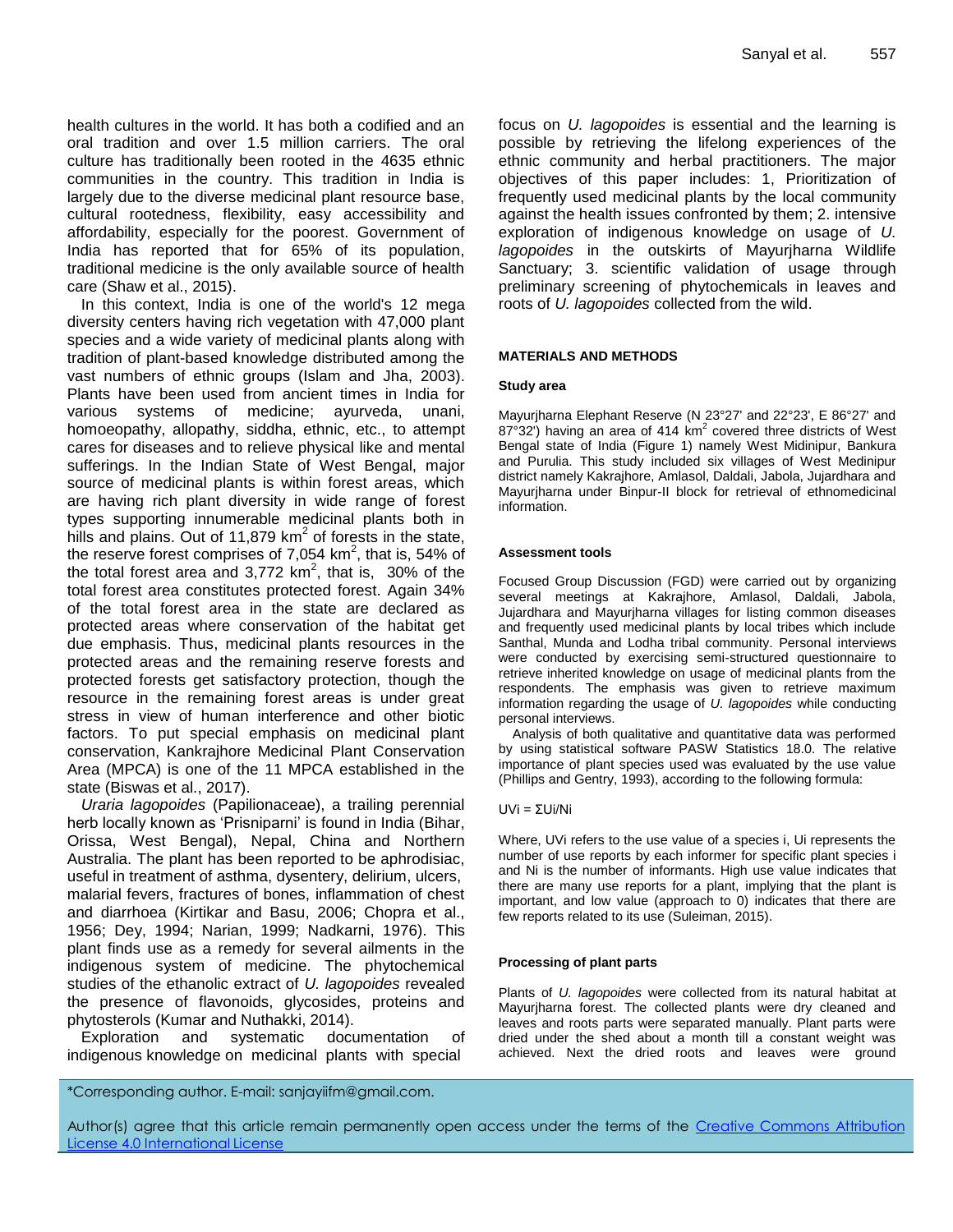health cultures in the world. It has both a codified and an oral tradition and over 1.5 million carriers. The oral culture has traditionally been rooted in the 4635 ethnic communities in the country. This tradition in India is largely due to the diverse medicinal plant resource base, cultural rootedness, flexibility, easy accessibility and affordability, especially for the poorest. Government of India has reported that for 65% of its population, traditional medicine is the only available source of health care (Shaw et al., 2015).

In this context, India is one of the world's 12 mega diversity centers having rich vegetation with 47,000 plant species and a wide variety of medicinal plants along with tradition of plant-based knowledge distributed among the vast numbers of ethnic groups (Islam and Jha, 2003). Plants have been used from ancient times in India for various systems of medicine; ayurveda, unani, homoeopathy, allopathy, siddha, ethnic, etc., to attempt cares for diseases and to relieve physical like and mental sufferings. In the Indian State of West Bengal, major source of medicinal plants is within forest areas, which are having rich plant diversity in wide range of forest types supporting innumerable medicinal plants both in hills and plains. Out of 11,879 $km^2$ of forests in the state, the reserve forest comprises of 7,054 $km^2$, that is, 54% of the total forest area and 3,772 $km^2$, that is, 30% of the total forest area constitutes protected forest. Again 34% of the total forest area in the state are declared as protected areas where conservation of the habitat get due emphasis. Thus, medicinal plants resources in the protected areas and the remaining reserve forests and protected forests get satisfactory protection, though the resource in the remaining forest areas is under great stress in view of human interference and other biotic factors. To put special emphasis on medicinal plant conservation, Kankrajhore Medicinal Plant Conservation Area (MPCA) is one of the 11 MPCA established in the state (Biswas et al., 2017).

*Uraria lagopoides* (Papilionaceae), a trailing perennial herb locally known as 'Prisniparni' is found in India (Bihar, Orissa, West Bengal), Nepal, China and Northern Australia. The plant has been reported to be aphrodisiac, useful in treatment of asthma, dysentery, delirium, ulcers, malarial fevers, fractures of bones, inflammation of chest and diarrhoea (Kirtikar and Basu, 2006; Chopra et al., 1956; Dey, 1994; Narian, 1999; Nadkarni, 1976). This plant finds use as a remedy for several ailments in the indigenous system of medicine. The phytochemical studies of the ethanolic extract of *U. lagopoides* revealed the presence of flavonoids, glycosides, proteins and phytosterols (Kumar and Nuthakki, 2014).

Exploration and systematic documentation of indigenous knowledge on medicinal plants with special focus on *U. lagopoides* is essential and the learning is possible by retrieving the lifelong experiences of the ethnic community and herbal practitioners. The major objectives of this paper includes: 1, Prioritization of frequently used medicinal plants by the local community against the health issues confronted by them; 2. intensive exploration of indigenous knowledge on usage of *U. lagopoides* in the outskirts of Mayurjharna Wildlife Sanctuary; 3. scientific validation of usage through preliminary screening of phytochemicals in leaves and roots of *U. lagopoides* collected from the wild.

## MATERIALS AND METHODS

### Study area

Mayurjharna Elephant Reserve (N 23°27' and 22°23', E 86°27' and 87°32') having an area of 414 $km^2$ covered three districts of West Bengal state of India (Figure 1) namely West Midinipur, Bankura and Purulia. This study included six villages of West Medinipur district namely Kakrajhore, Amlasol, Daldali, Jabola, Jujardhara and Mayurjharna under Binpur-II block for retrieval of ethnomedicinal information.

### Assessment tools

Focused Group Discussion (FGD) were carried out by organizing several meetings at Kakrajhore, Amlasol, Daldali, Jabola, Jujardhara and Mayurjharna villages for listing common diseases and frequently used medicinal plants by local tribes which include Santhal, Munda and Lodha tribal community. Personal interviews were conducted by exercising semi-structured questionnaire to retrieve inherited knowledge on usage of medicinal plants from the respondents. The emphasis was given to retrieve maximum information regarding the usage of *U. lagopoides* while conducting personal interviews.

Analysis of both qualitative and quantitative data was performed by using statistical software PASW Statistics 18.0. The relative importance of plant species used was evaluated by the use value (Phillips and Gentry, 1993), according to the following formula:

$$UV_i = \Sigma U_i/N_i$$

Where, $UV_i$ refers to the use value of a species i, $U_i$ represents the number of use reports by each informer for specific plant species i and $N_i$ is the number of informants. High use value indicates that there are many use reports for a plant, implying that the plant is important, and low value (approach to 0) indicates that there are few reports related to its use (Suleiman, 2015).

### Processing of plant parts

Plants of *U. lagopoides* were collected from its natural habitat at Mayurjharna forest. The collected plants were dry cleaned and leaves and roots parts were separated manually. Plant parts were dried under the shed about a month till a constant weight was achieved. Next the dried roots and leaves were ground

*Corresponding author. E-mail: sanjayiifm@gmail.com.

Author(s) agree that this article remain permanently open access under the terms of the Creative Commons Attribution License 4.0 International License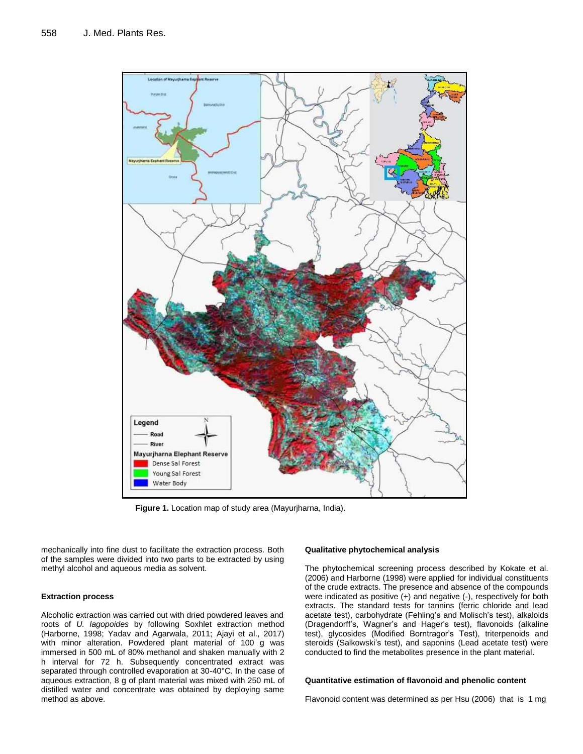**Figure 1.** Location map of study area (Mayurjharna, India).

mechanically into fine dust to facilitate the extraction process. Both of the samples were divided into two parts to be extracted by using methyl alcohol and aqueous media as solvent.

#### Extraction process

Alcoholic extraction was carried out with dried powdered leaves and roots of *U. lagopoides* by following Soxhlet extraction method (Harborne, 1998; Yadav and Agarwala, 2011; Ajayi et al., 2017) with minor alteration. Powdered plant material of 100 g was immersed in 500 mL of 80% methanol and shaken manually with 2 h interval for 72 h. Subsequently concentrated extract was separated through controlled evaporation at 30-40°C. In the case of aqueous extraction, 8 g of plant material was mixed with 250 mL of distilled water and concentrate was obtained by deploying same method as above.

#### Qualitative phytochemical analysis

The phytochemical screening process described by Kokate et al. (2006) and Harborne (1998) were applied for individual constituents of the crude extracts. The presence and absence of the compounds were indicated as positive (+) and negative (-), respectively for both extracts. The standard tests for tannins (ferric chloride and lead acetate test), carbohydrate (Fehling's and Molisch's test), alkaloids (Dragendorff's, Wagner's and Hager's test), flavonoids (alkaline test), glycosides (Modified Borntragor's Test), triterpenoids and steroids (Salkowski's test), and saponins (Lead acetate test) were conducted to find the metabolites presence in the plant material.

#### Quantitative estimation of flavonoid and phenolic content

Flavonoid content was determined as per Hsu (2006) that is 1 mg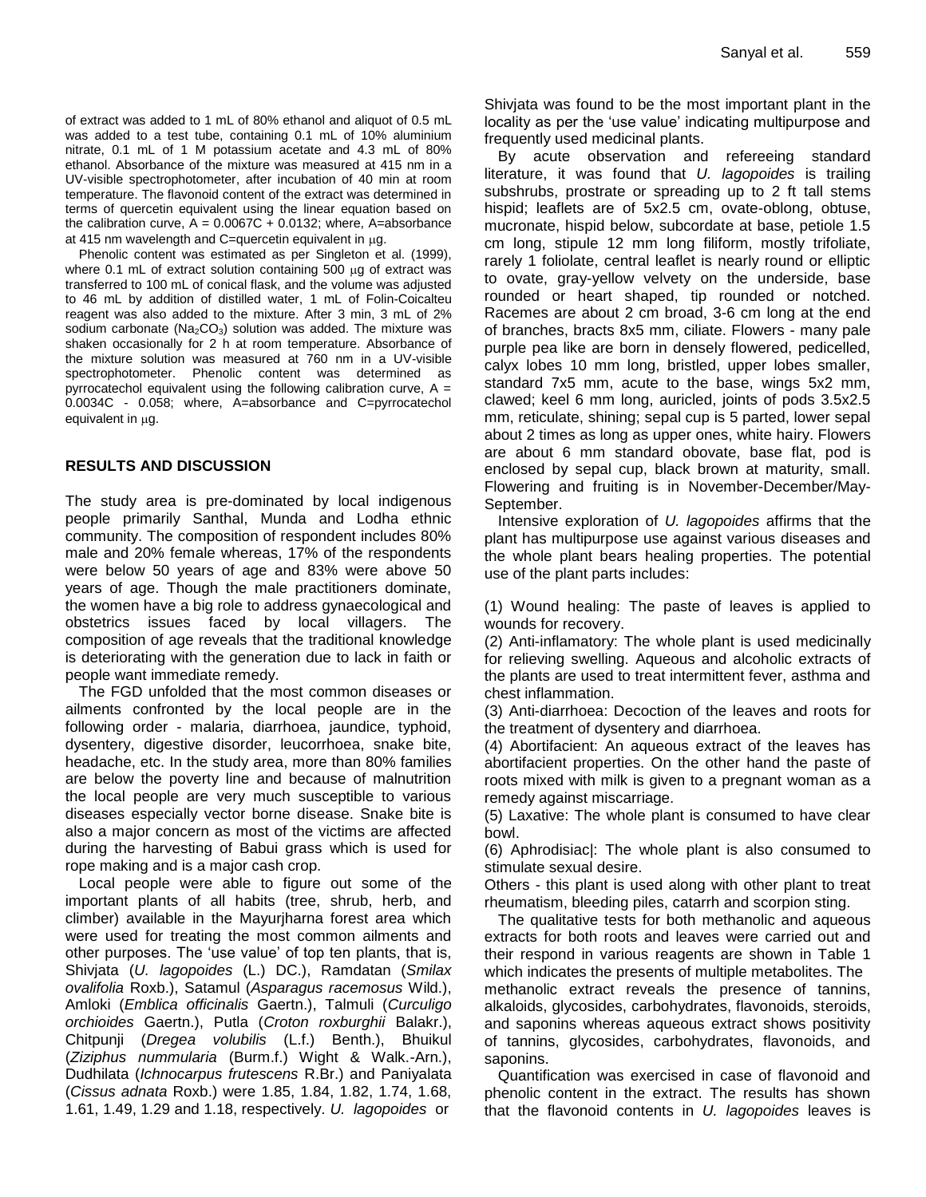of extract was added to 1 mL of 80% ethanol and aliquot of 0.5 mL was added to a test tube, containing 0.1 mL of 10% aluminium nitrate, 0.1 mL of 1 M potassium acetate and 4.3 mL of 80% ethanol. Absorbance of the mixture was measured at 415 nm in a UV-visible spectrophotometer, after incubation of 40 min at room temperature. The flavonoid content of the extract was determined in terms of quercetin equivalent using the linear equation based on the calibration curve, $A = 0.0067C + 0.0132$; where, A=absorbance at 415 nm wavelength and C=quercetin equivalent in μg.

Phenolic content was estimated as per Singleton et al. (1999), where 0.1 mL of extract solution containing 500 μg of extract was transferred to 100 mL of conical flask, and the volume was adjusted to 46 mL by addition of distilled water, 1 mL of Folin-Coicalteu reagent was also added to the mixture. After 3 min, 3 mL of 2% sodium carbonate ($Na_2CO_3$) solution was added. The mixture was shaken occasionally for 2 h at room temperature. Absorbance of the mixture solution was measured at 760 nm in a UV-visible spectrophotometer. Phenolic content was determined as pyrrocatechol equivalent using the following calibration curve, $A = 0.0034C - 0.058$; where, A=absorbance and C=pyrrocatechol equivalent in μg.

## RESULTS AND DISCUSSION

The study area is pre-dominated by local indigenous people primarily Santhal, Munda and Lodha ethnic community. The composition of respondent includes 80% male and 20% female whereas, 17% of the respondents were below 50 years of age and 83% were above 50 years of age. Though the male practitioners dominate, the women have a big role to address gynaecological and obstetrics issues faced by local villagers. The composition of age reveals that the traditional knowledge is deteriorating with the generation due to lack in faith or people want immediate remedy.

The FGD unfolded that the most common diseases or ailments confronted by the local people are in the following order - malaria, diarrhoea, jaundice, typhoid, dysentery, digestive disorder, leucorrhoea, snake bite, headache, etc. In the study area, more than 80% families are below the poverty line and because of malnutrition the local people are very much susceptible to various diseases especially vector borne disease. Snake bite is also a major concern as most of the victims are affected during the harvesting of Babui grass which is used for rope making and is a major cash crop.

Local people were able to figure out some of the important plants of all habits (tree, shrub, herb, and climber) available in the Mayurjharna forest area which were used for treating the most common ailments and other purposes. The 'use value' of top ten plants, that is, Shivjata (*U. lagopoides* (L.) DC.), Ramdatan (*Smilax ovalifolia* Roxb.), Satamul (*Asparagus racemosus* Wild.), Amloki (*Emblica officinalis* Gaertn.), Talmuli (*Curculigo orchioides* Gaertn.), Putla (*Croton roxburghii* Balakr.), Chitpunji (*Dregea volubilis* (L.f.) Benth.), Bhuikul (*Ziziphus nummularia* (Burm.f.) Wight & Walk.-Arn.), Dudhilata (*Ichnocarpus frutescens* R.Br.) and Paniyalata (*Cissus adnata* Roxb.) were 1.85, 1.84, 1.82, 1.74, 1.68, 1.61, 1.49, 1.29 and 1.18, respectively. *U. lagopoides* or Shivjata was found to be the most important plant in the locality as per the 'use value' indicating multipurpose and frequently used medicinal plants.

By acute observation and refereeing standard literature, it was found that *U. lagopoides* is trailing subshrubs, prostrate or spreading up to 2 ft tall stems hispid; leaflets are of 5x2.5 cm, ovate-oblong, obtuse, mucronate, hispid below, subcordate at base, petiole 1.5 cm long, stipule 12 mm long filiform, mostly trifoliate, rarely 1 foliolate, central leaflet is nearly round or elliptic to ovate, gray-yellow velvety on the underside, base rounded or heart shaped, tip rounded or notched. Racemes are about 2 cm broad, 3-6 cm long at the end of branches, bracts 8x5 mm, ciliate. Flowers - many pale purple pea like are born in densely flowered, pedicelled, calyx lobes 10 mm long, bristled, upper lobes smaller, standard 7x5 mm, acute to the base, wings 5x2 mm, clawed; keel 6 mm long, auricled, joints of pods 3.5x2.5 mm, reticulate, shining; sepal cup is 5 parted, lower sepal about 2 times as long as upper ones, white hairy. Flowers are about 6 mm standard obovate, base flat, pod is enclosed by sepal cup, black brown at maturity, small. Flowering and fruiting is in November-December/May-September.

Intensive exploration of *U. lagopoides* affirms that the plant has multipurpose use against various diseases and the whole plant bears healing properties. The potential use of the plant parts includes:

(1) Wound healing: The paste of leaves is applied to wounds for recovery.
(2) Anti-inflamatory: The whole plant is used medicinally for relieving swelling. Aqueous and alcoholic extracts of the plants are used to treat intermittent fever, asthma and chest inflammation.
(3) Anti-diarrhoea: Decoction of the leaves and roots for the treatment of dysentery and diarrhoea.
(4) Abortifacient: An aqueous extract of the leaves has abortifacient properties. On the other hand the paste of roots mixed with milk is given to a pregnant woman as a remedy against miscarriage.
(5) Laxative: The whole plant is consumed to have clear bowl.
(6) Aphrodisiac|: The whole plant is also consumed to stimulate sexual desire.
Others - this plant is used along with other plant to treat rheumatism, bleeding piles, catarrh and scorpion sting.

The qualitative tests for both methanolic and aqueous extracts for both roots and leaves were carried out and their respond in various reagents are shown in Table 1 which indicates the presents of multiple metabolites. The methanolic extract reveals the presence of tannins, alkaloids, glycosides, carbohydrates, flavonoids, steroids, and saponins whereas aqueous extract shows positivity of tannins, glycosides, carbohydrates, flavonoids, and saponins.

Quantification was exercised in case of flavonoid and phenolic content in the extract. The results has shown that the flavonoid contents in *U. lagopoides* leaves is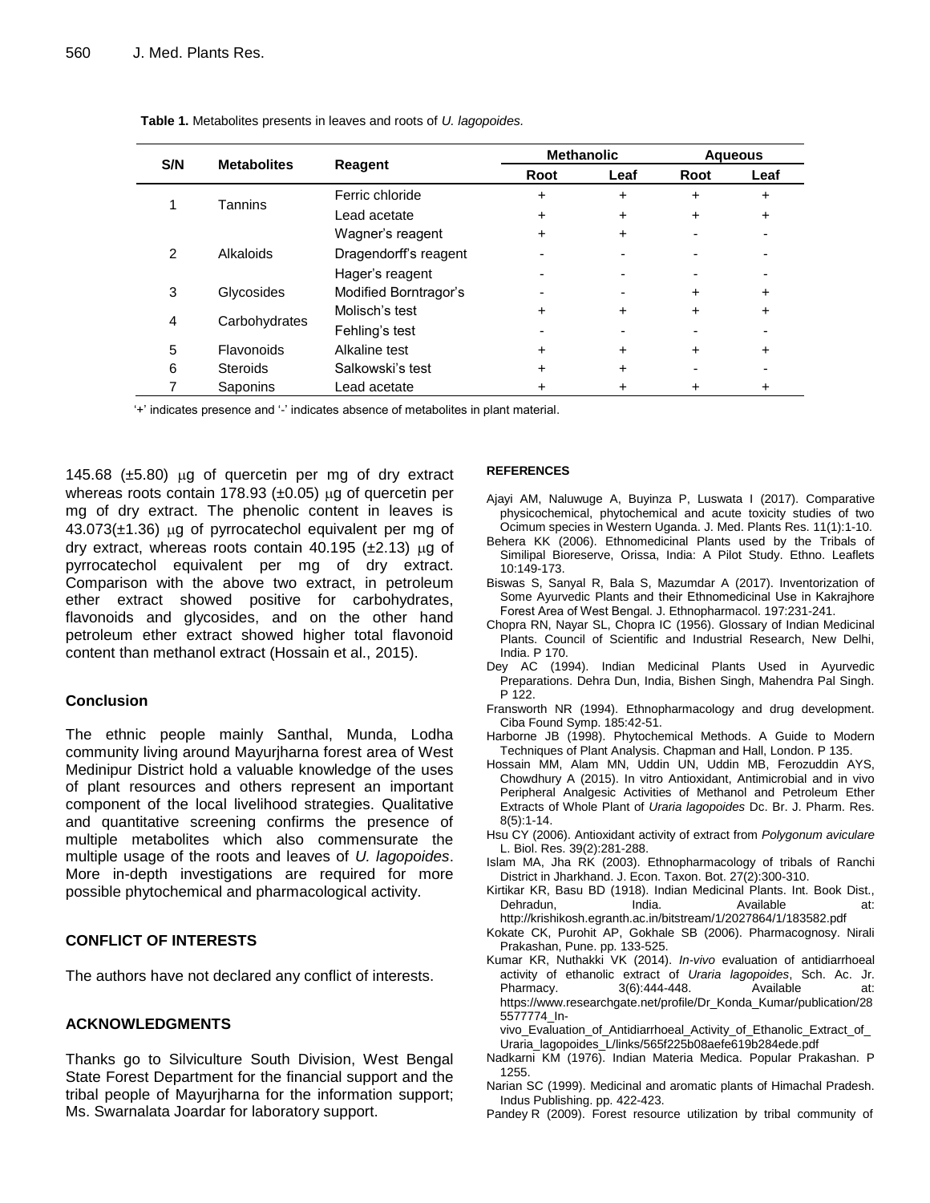**Table 1.** Metabolites presents in leaves and roots of *U. lagopoides.*

| S/N | Metabolites | Reagent | Methanolic | | Aqueous | |
|---|---|---|---|---|---|---|
| | | | Root | Leaf | Root | Leaf |
| 1 | Tannins | Ferric chloride | + | + | + | + |
| | | Lead acetate | + | + | + | + |
| | | Wagner's reagent | + | + | - | - |
| 2 | Alkaloids | Dragendorff's reagent | - | - | - | - |
| | | Hager's reagent | - | - | - | - |
| 3 | Glycosides | Modified Borntragor's | - | - | + | + |
| 4 | Carbohydrates | Molisch's test | + | + | + | + |
| | | Fehling's test | - | - | - | - |
| 5 | Flavonoids | Alkaline test | + | + | + | + |
| 6 | Steroids | Salkowski's test | + | + | - | - |
| 7 | Saponins | Lead acetate | + | + | + | + |

'+' indicates presence and '-' indicates absence of metabolites in plant material.

145.68 (±5.80) μg of quercetin per mg of dry extract whereas roots contain 178.93 (±0.05) μg of quercetin per mg of dry extract. The phenolic content in leaves is 43.073(±1.36) μg of pyrrocatechol equivalent per mg of dry extract, whereas roots contain 40.195 (±2.13) μg of pyrrocatechol equivalent per mg of dry extract. Comparison with the above two extract, in petroleum ether extract showed positive for carbohydrates, flavonoids and glycosides, and on the other hand petroleum ether extract showed higher total flavonoid content than methanol extract (Hossain et al., 2015).

## Conclusion

The ethnic people mainly Santhal, Munda, Lodha community living around Mayurjharna forest area of West Medinipur District hold a valuable knowledge of the uses of plant resources and others represent an important component of the local livelihood strategies. Qualitative and quantitative screening confirms the presence of multiple metabolites which also commensurate the multiple usage of the roots and leaves of *U. lagopoides*. More in-depth investigations are required for more possible phytochemical and pharmacological activity.

## CONFLICT OF INTERESTS

The authors have not declared any conflict of interests.

## ACKNOWLEDGMENTS

Thanks go to Silviculture South Division, West Bengal State Forest Department for the financial support and the tribal people of Mayurjharna for the information support; Ms. Swarnalata Joardar for laboratory support.

## REFERENCES

Ajayi AM, Naluwuge A, Buyinza P, Luswata I (2017). Comparative physicochemical, phytochemical and acute toxicity studies of two Ocimum species in Western Uganda. J. Med. Plants Res. 11(1):1-10.

Behera KK (2006). Ethnomedicinal Plants used by the Tribals of Similipal Bioreserve, Orissa, India: A Pilot Study. Ethno. Leaflets 10:149-173.

Biswas S, Sanyal R, Bala S, Mazumdar A (2017). Inventorization of Some Ayurvedic Plants and their Ethnomedicinal Use in Kakrajhore Forest Area of West Bengal. J. Ethnopharmacol. 197:231-241.

Chopra RN, Nayar SL, Chopra IC (1956). Glossary of Indian Medicinal Plants. Council of Scientific and Industrial Research, New Delhi, India. P 170.

Dey AC (1994). Indian Medicinal Plants Used in Ayurvedic Preparations. Dehra Dun, India, Bishen Singh, Mahendra Pal Singh. P 122.

Fransworth NR (1994). Ethnopharmacology and drug development. Ciba Found Symp. 185:42-51.

Harborne JB (1998). Phytochemical Methods. A Guide to Modern Techniques of Plant Analysis. Chapman and Hall, London. P 135.

Hossain MM, Alam MN, Uddin UN, Uddin MB, Ferozuddin AYS, Chowdhury A (2015). In vitro Antioxidant, Antimicrobial and in vivo Peripheral Analgesic Activities of Methanol and Petroleum Ether Extracts of Whole Plant of *Uraria lagopoides* Dc. Br. J. Pharm. Res. 8(5):1-14.

Hsu CY (2006). Antioxidant activity of extract from *Polygonum aviculare* L. Biol. Res. 39(2):281-288.

Islam MA, Jha RK (2003). Ethnopharmacology of tribals of Ranchi District in Jharkhand. J. Econ. Taxon. Bot. 27(2):300-310.

Kirtikar KR, Basu BD (1918). Indian Medicinal Plants. Int. Book Dist., Dehradun, India. Available at: http://krishikosh.egranth.ac.in/bitstream/1/2027864/1/183582.pdf

Kokate CK, Purohit AP, Gokhale SB (2006). Pharmacognosy. Nirali Prakashan, Pune. pp. 133-525.

Kumar KR, Nuthakki VK (2014). *In-vivo* evaluation of antidiarrhoeal activity of ethanolic extract of *Uraria lagopoides*, Sch. Ac. Jr. Pharmacy. 3(6):444-448. Available at: https://www.researchgate.net/profile/Dr_Konda_Kumar/publication/285577774_In-vivo_Evaluation_of_Antidiarrhoeal_Activity_of_Ethanolic_Extract_of_Uraria_lagopoides_L/links/565f225b08aefe619b284ede.pdf

Nadkarni KM (1976). Indian Materia Medica. Popular Prakashan. P 1255.

Narian SC (1999). Medicinal and aromatic plants of Himachal Pradesh. Indus Publishing. pp. 422-423.

Pandey R (2009). Forest resource utilization by tribal community of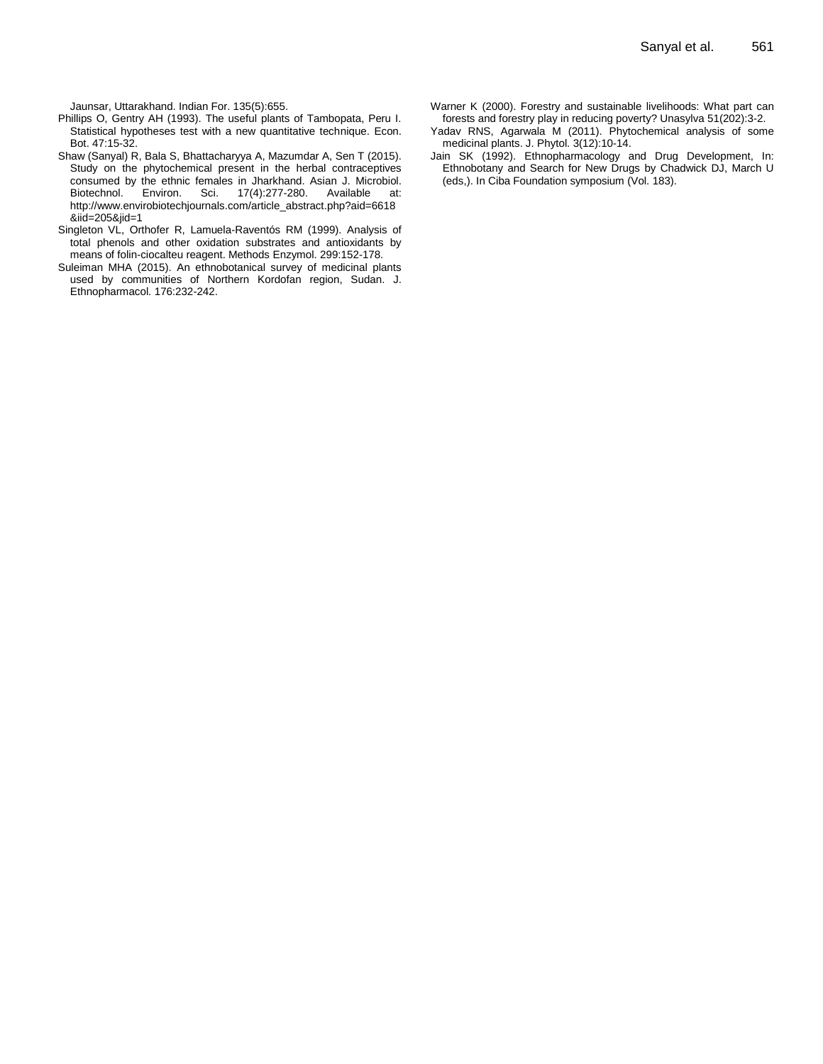Jaunsar, Uttarakhand. Indian For. 135(5):655.

Phillips O, Gentry AH (1993). The useful plants of Tambopata, Peru I. Statistical hypotheses test with a new quantitative technique. Econ. Bot. 47:15-32.

Shaw (Sanyal) R, Bala S, Bhattacharyya A, Mazumdar A, Sen T (2015). Study on the phytochemical present in the herbal contraceptives consumed by the ethnic females in Jharkhand. Asian J. Microbiol. Biotechnol. Environ. Sci. 17(4):277-280. Available at: http://www.envirobiotechjournals.com/article_abstract.php?aid=6618&iid=205&jid=1

Singleton VL, Orthofer R, Lamuela-Raventós RM (1999). Analysis of total phenols and other oxidation substrates and antioxidants by means of folin-ciocalteu reagent. Methods Enzymol. 299:152-178.

Suleiman MHA (2015). An ethnobotanical survey of medicinal plants used by communities of Northern Kordofan region, Sudan. J. Ethnopharmacol. 176:232-242.

Warner K (2000). Forestry and sustainable livelihoods: What part can forests and forestry play in reducing poverty? Unasylva 51(202):3-2.

Yadav RNS, Agarwala M (2011). Phytochemical analysis of some medicinal plants. J. Phytol. 3(12):10-14.

Jain SK (1992). Ethnopharmacology and Drug Development, In: Ethnobotany and Search for New Drugs by Chadwick DJ, March U (eds,). In Ciba Foundation symposium (Vol. 183).